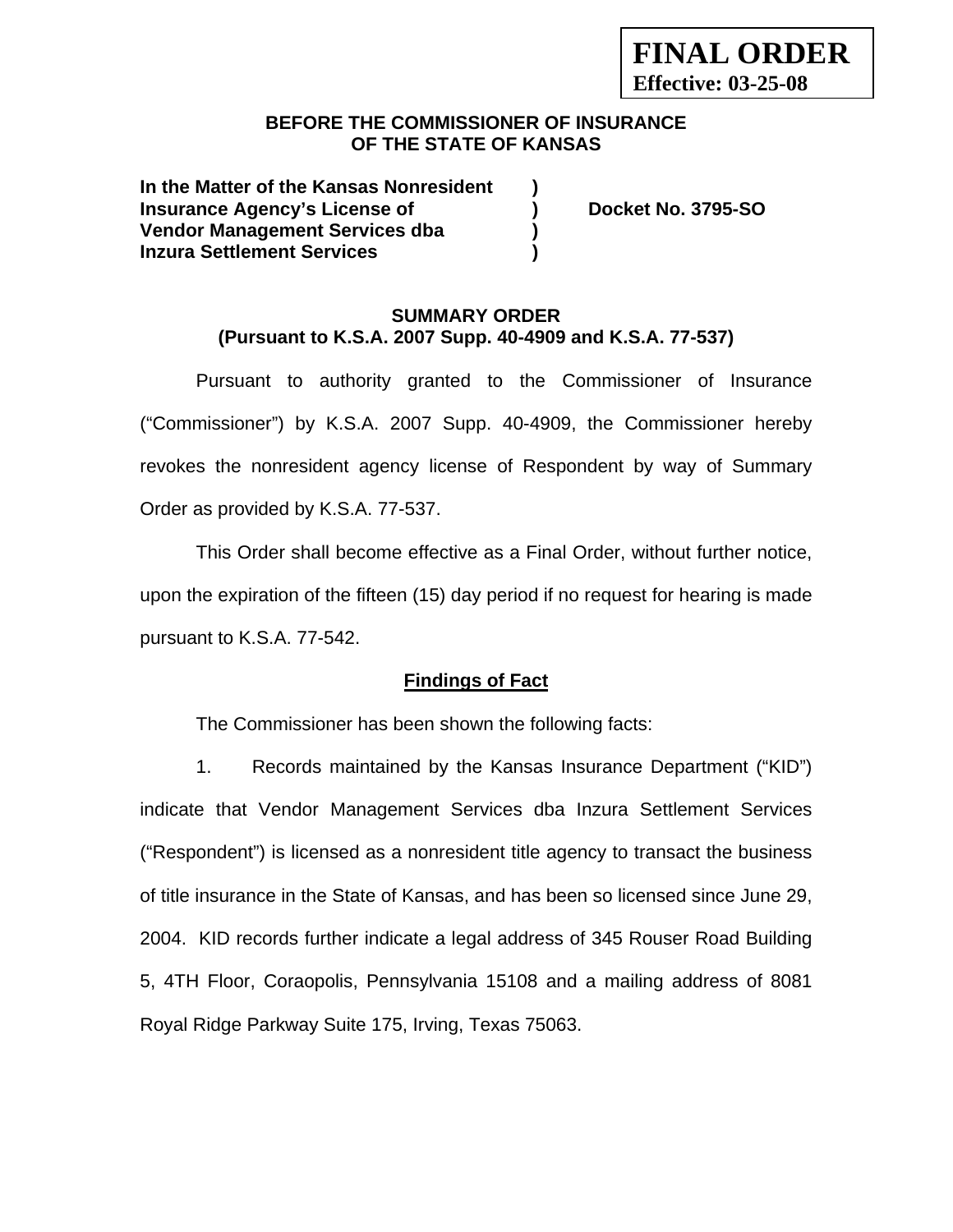**FINAL ORDER**
**Effective: 03-25-08**

**BEFORE THE COMMISSIONER OF INSURANCE**
**OF THE STATE OF KANSAS**

| | | |
|---|---|---|
| **In the Matter of the Kansas Nonresident** | **)** | |
| **Insurance Agency's License of** | **)** | **Docket No. 3795-SO** |
| **Vendor Management Services dba** | **)** | |
| **Inzura Settlement Services** | **)** | |

**SUMMARY ORDER**
**(Pursuant to K.S.A. 2007 Supp. 40-4909 and K.S.A. 77-537)**

Pursuant to authority granted to the Commissioner of Insurance ("Commissioner") by K.S.A. 2007 Supp. 40-4909, the Commissioner hereby revokes the nonresident agency license of Respondent by way of Summary Order as provided by K.S.A. 77-537.

This Order shall become effective as a Final Order, without further notice, upon the expiration of the fifteen (15) day period if no request for hearing is made pursuant to K.S.A. 77-542.

**Findings of Fact**

The Commissioner has been shown the following facts:

1. Records maintained by the Kansas Insurance Department ("KID") indicate that Vendor Management Services dba Inzura Settlement Services ("Respondent") is licensed as a nonresident title agency to transact the business of title insurance in the State of Kansas, and has been so licensed since June 29, 2004. KID records further indicate a legal address of 345 Rouser Road Building 5, 4TH Floor, Coraopolis, Pennsylvania 15108 and a mailing address of 8081 Royal Ridge Parkway Suite 175, Irving, Texas 75063.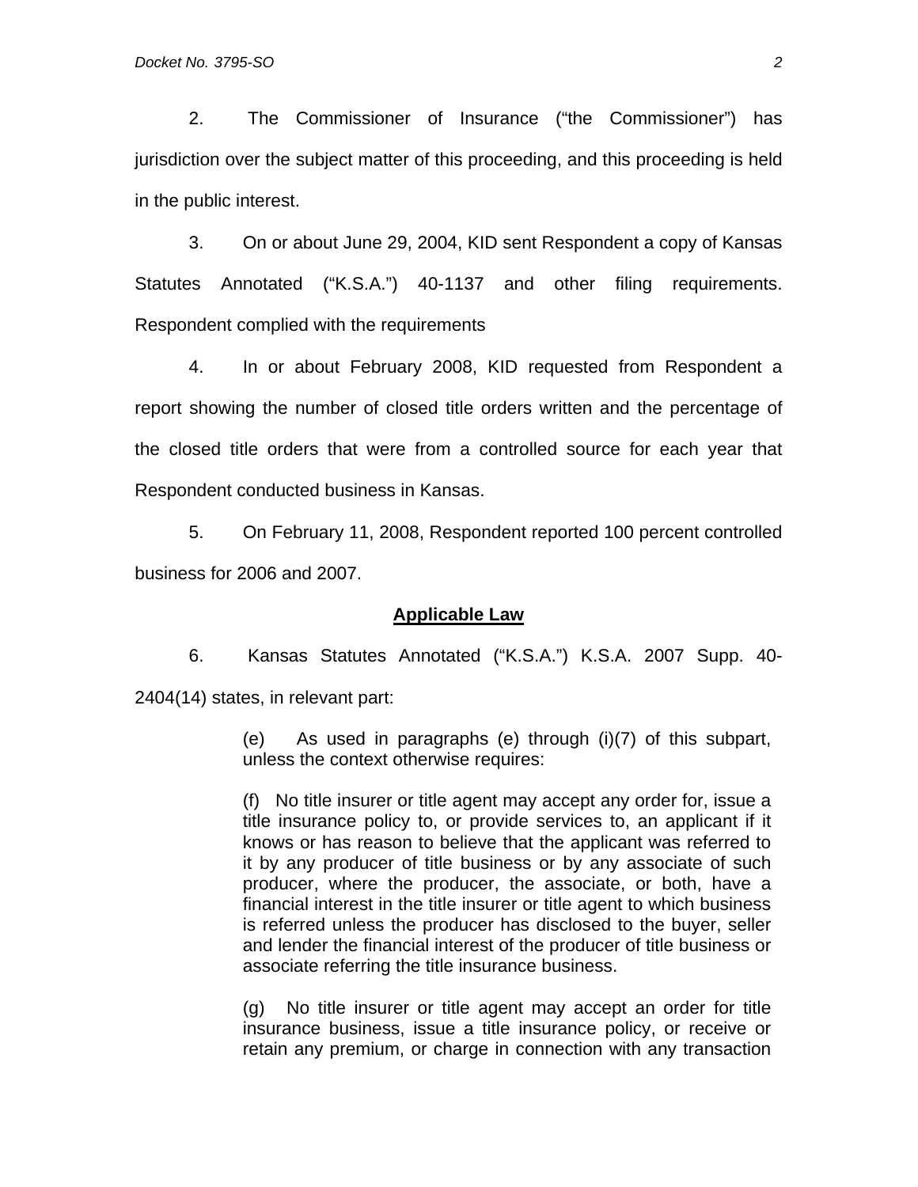2. The Commissioner of Insurance ("the Commissioner") has jurisdiction over the subject matter of this proceeding, and this proceeding is held in the public interest.

3. On or about June 29, 2004, KID sent Respondent a copy of Kansas Statutes Annotated ("K.S.A.") 40-1137 and other filing requirements. Respondent complied with the requirements

4. In or about February 2008, KID requested from Respondent a report showing the number of closed title orders written and the percentage of the closed title orders that were from a controlled source for each year that Respondent conducted business in Kansas.

5. On February 11, 2008, Respondent reported 100 percent controlled business for 2006 and 2007.

## **Applicable Law**

6. Kansas Statutes Annotated ("K.S.A.") K.S.A. 2007 Supp. 40-2404(14) states, in relevant part:

> (e) As used in paragraphs (e) through (i)(7) of this subpart, unless the context otherwise requires:
>
> (f) No title insurer or title agent may accept any order for, issue a title insurance policy to, or provide services to, an applicant if it knows or has reason to believe that the applicant was referred to it by any producer of title business or by any associate of such producer, where the producer, the associate, or both, have a financial interest in the title insurer or title agent to which business is referred unless the producer has disclosed to the buyer, seller and lender the financial interest of the producer of title business or associate referring the title insurance business.
>
> (g) No title insurer or title agent may accept an order for title insurance business, issue a title insurance policy, or receive or retain any premium, or charge in connection with any transaction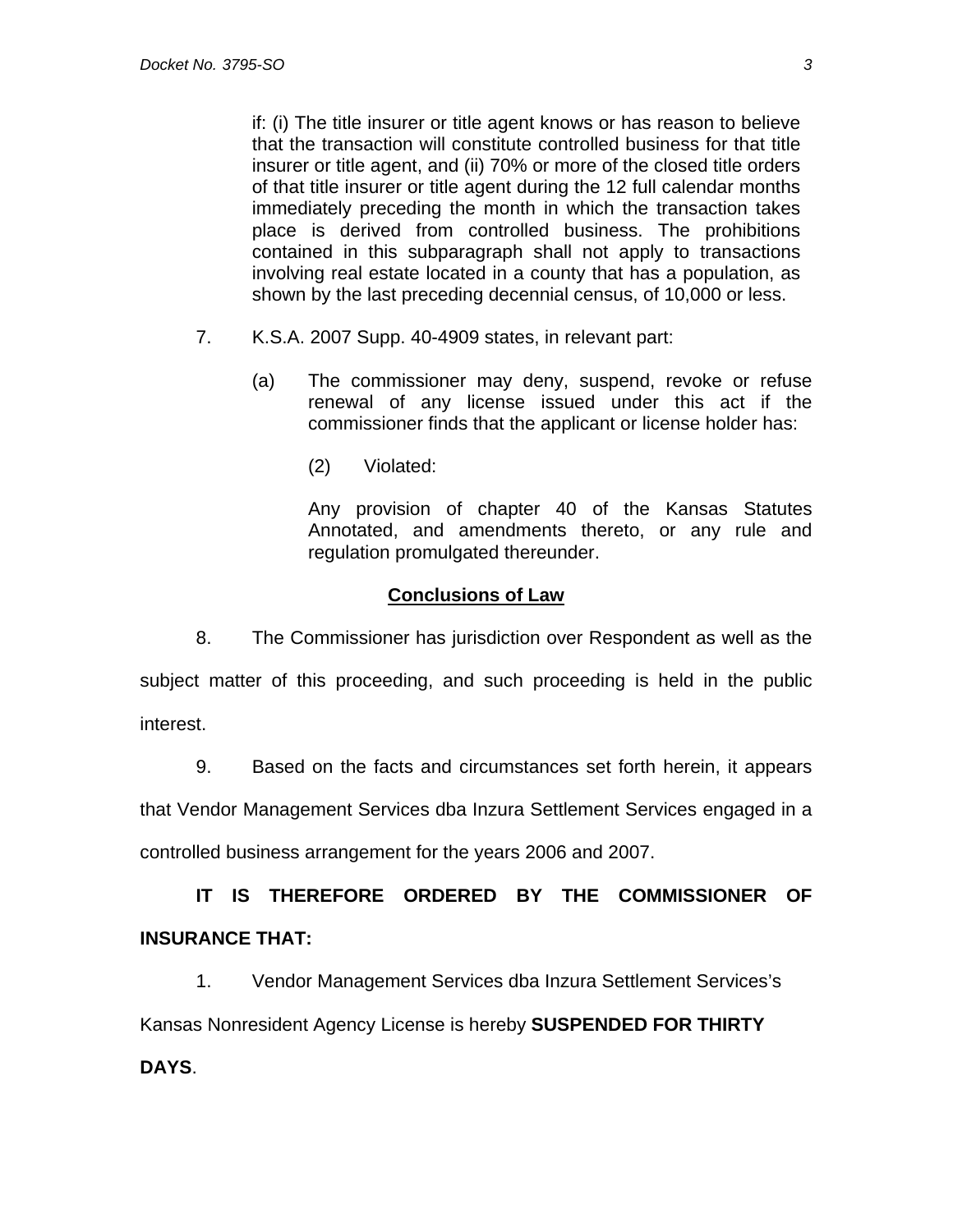> if: (i) The title insurer or title agent knows or has reason to believe that the transaction will constitute controlled business for that title insurer or title agent, and (ii) 70% or more of the closed title orders of that title insurer or title agent during the 12 full calendar months immediately preceding the month in which the transaction takes place is derived from controlled business. The prohibitions contained in this subparagraph shall not apply to transactions involving real estate located in a county that has a population, as shown by the last preceding decennial census, of 10,000 or less.

7. K.S.A. 2007 Supp. 40-4909 states, in relevant part:

> (a) The commissioner may deny, suspend, revoke or refuse renewal of any license issued under this act if the commissioner finds that the applicant or license holder has:
>
> (2) Violated:
>
> Any provision of chapter 40 of the Kansas Statutes Annotated, and amendments thereto, or any rule and regulation promulgated thereunder.

## Conclusions of Law

8. The Commissioner has jurisdiction over Respondent as well as the subject matter of this proceeding, and such proceeding is held in the public interest.

9. Based on the facts and circumstances set forth herein, it appears that Vendor Management Services dba Inzura Settlement Services engaged in a controlled business arrangement for the years 2006 and 2007.

**IT IS THEREFORE ORDERED BY THE COMMISSIONER OF INSURANCE THAT:**

1. Vendor Management Services dba Inzura Settlement Services's Kansas Nonresident Agency License is hereby **SUSPENDED FOR THIRTY DAYS**.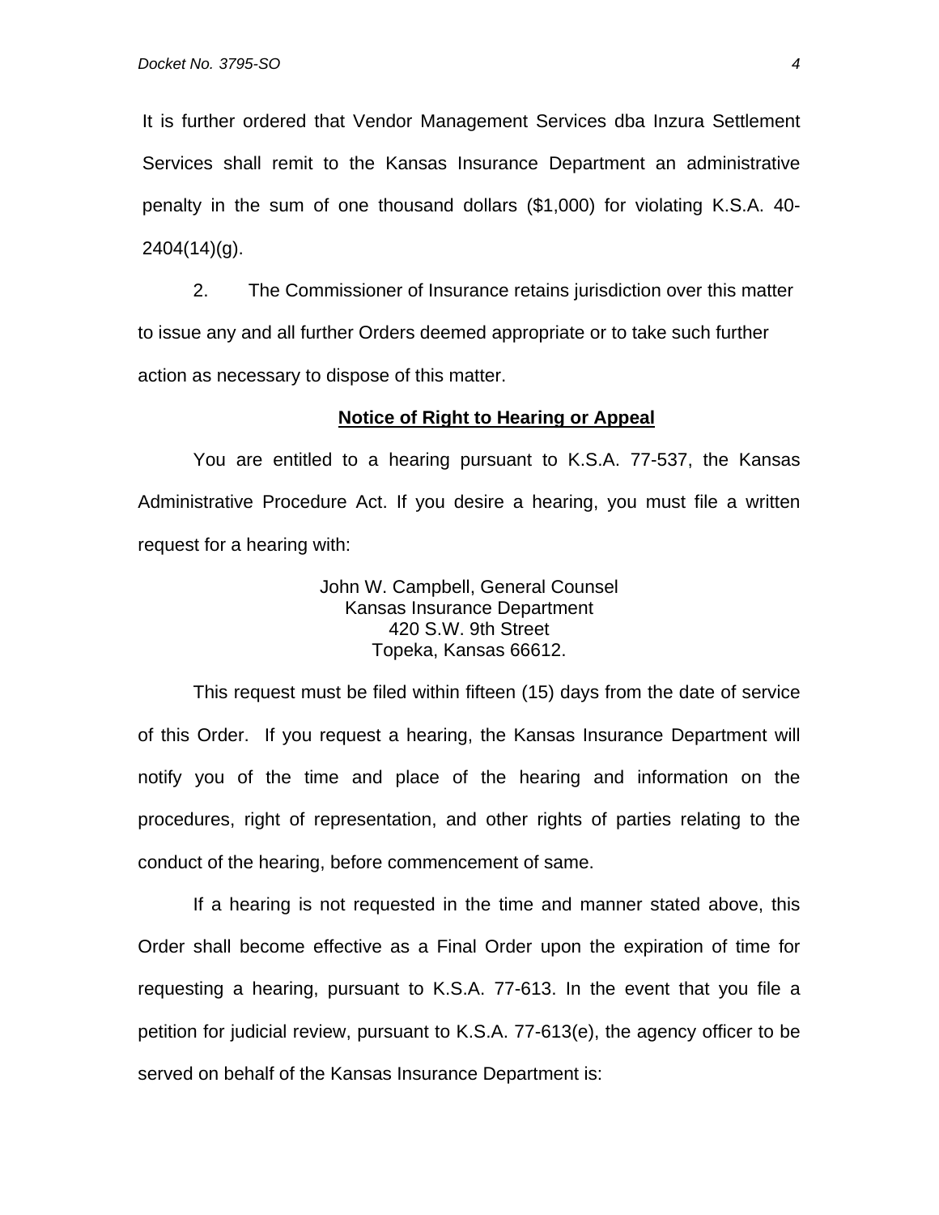It is further ordered that Vendor Management Services dba Inzura Settlement Services shall remit to the Kansas Insurance Department an administrative penalty in the sum of one thousand dollars ($1,000) for violating K.S.A. 40-2404(14)(g).

2. The Commissioner of Insurance retains jurisdiction over this matter to issue any and all further Orders deemed appropriate or to take such further action as necessary to dispose of this matter.

**Notice of Right to Hearing or Appeal**

You are entitled to a hearing pursuant to K.S.A. 77-537, the Kansas Administrative Procedure Act. If you desire a hearing, you must file a written request for a hearing with:

John W. Campbell, General Counsel
Kansas Insurance Department
420 S.W. 9th Street
Topeka, Kansas 66612.

This request must be filed within fifteen (15) days from the date of service of this Order. If you request a hearing, the Kansas Insurance Department will notify you of the time and place of the hearing and information on the procedures, right of representation, and other rights of parties relating to the conduct of the hearing, before commencement of same.

If a hearing is not requested in the time and manner stated above, this Order shall become effective as a Final Order upon the expiration of time for requesting a hearing, pursuant to K.S.A. 77-613. In the event that you file a petition for judicial review, pursuant to K.S.A. 77-613(e), the agency officer to be served on behalf of the Kansas Insurance Department is: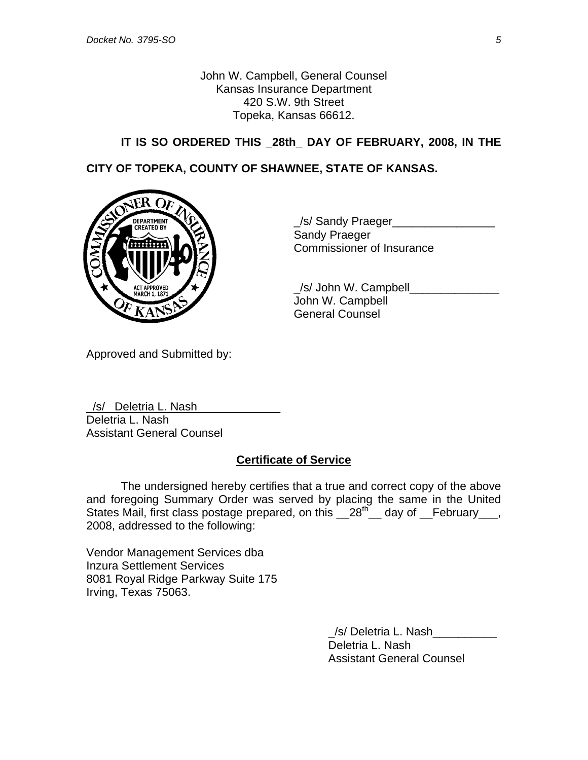John W. Campbell, General Counsel
Kansas Insurance Department
420 S.W. 9th Street
Topeka, Kansas 66612.

**IT IS SO ORDERED THIS _28th_ DAY OF FEBRUARY, 2008, IN THE CITY OF TOPEKA, COUNTY OF SHAWNEE, STATE OF KANSAS.**

_/s/ Sandy Praeger________________
Sandy Praeger
Commissioner of Insurance

_/s/ John W. Campbell______________
John W. Campbell
General Counsel

Approved and Submitted by:

_/s/ Deletria L. Nash_____________
Deletria L. Nash
Assistant General Counsel

## Certificate of Service

The undersigned hereby certifies that a true and correct copy of the above and foregoing Summary Order was served by placing the same in the United States Mail, first class postage prepared, on this __28th__ day of __February___, 2008, addressed to the following:

Vendor Management Services dba
Inzura Settlement Services
8081 Royal Ridge Parkway Suite 175
Irving, Texas 75063.

_/s/ Deletria L. Nash__________
Deletria L. Nash
Assistant General Counsel